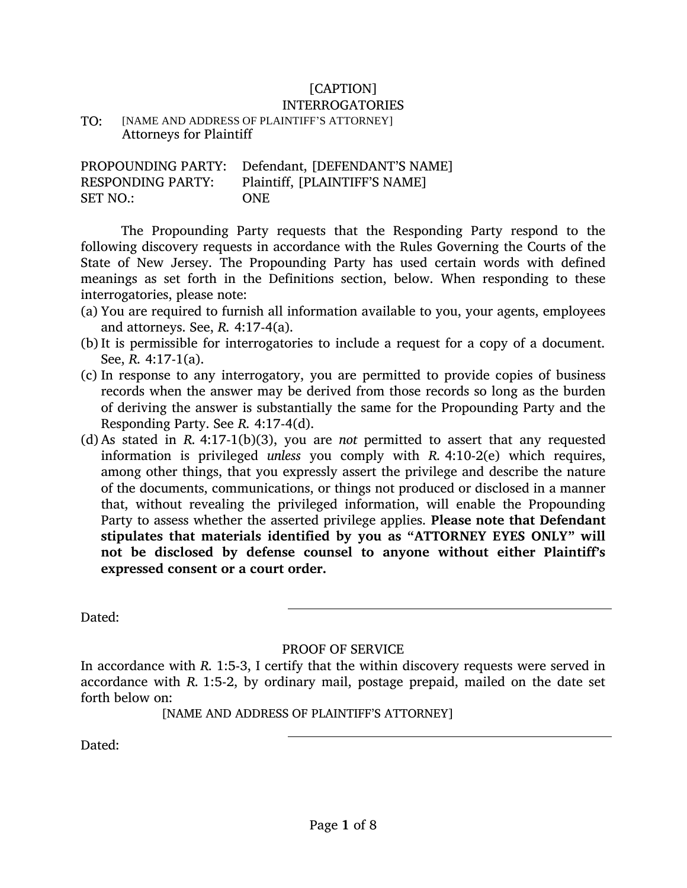[CAPTION]

INTERROGATORIES

TO: [NAME AND ADDRESS OF PLAINTIFF'S ATTORNEY]
Attorneys for Plaintiff

PROPOUNDING PARTY: Defendant, [DEFENDANT'S NAME]
RESPONDING PARTY: Plaintiff, [PLAINTIFF'S NAME]
SET NO.: ONE

The Propounding Party requests that the Responding Party respond to the following discovery requests in accordance with the Rules Governing the Courts of the State of New Jersey. The Propounding Party has used certain words with defined meanings as set forth in the Definitions section, below. When responding to these interrogatories, please note:

(a) You are required to furnish all information available to you, your agents, employees and attorneys. See, *R.* 4:17-4(a).

(b) It is permissible for interrogatories to include a request for a copy of a document. See, *R.* 4:17-1(a).

(c) In response to any interrogatory, you are permitted to provide copies of business records when the answer may be derived from those records so long as the burden of deriving the answer is substantially the same for the Propounding Party and the Responding Party. See *R.* 4:17-4(d).

(d) As stated in *R.* 4:17-1(b)(3), you are *not* permitted to assert that any requested information is privileged *unless* you comply with *R.* 4:10-2(e) which requires, among other things, that you expressly assert the privilege and describe the nature of the documents, communications, or things not produced or disclosed in a manner that, without revealing the privileged information, will enable the Propounding Party to assess whether the asserted privilege applies. **Please note that Defendant stipulates that materials identified by you as "ATTORNEY EYES ONLY" will not be disclosed by defense counsel to anyone without either Plaintiff's expressed consent or a court order.**

Dated: \_\_\_\_\_\_\_\_\_\_\_\_\_\_\_\_\_\_\_\_\_\_\_\_\_\_\_\_\_\_\_\_\_\_\_\_

PROOF OF SERVICE

In accordance with *R.* 1:5-3, I certify that the within discovery requests were served in accordance with *R.* 1:5-2, by ordinary mail, postage prepaid, mailed on the date set forth below on:

[NAME AND ADDRESS OF PLAINTIFF'S ATTORNEY]

Dated: \_\_\_\_\_\_\_\_\_\_\_\_\_\_\_\_\_\_\_\_\_\_\_\_\_\_\_\_\_\_\_\_\_\_\_\_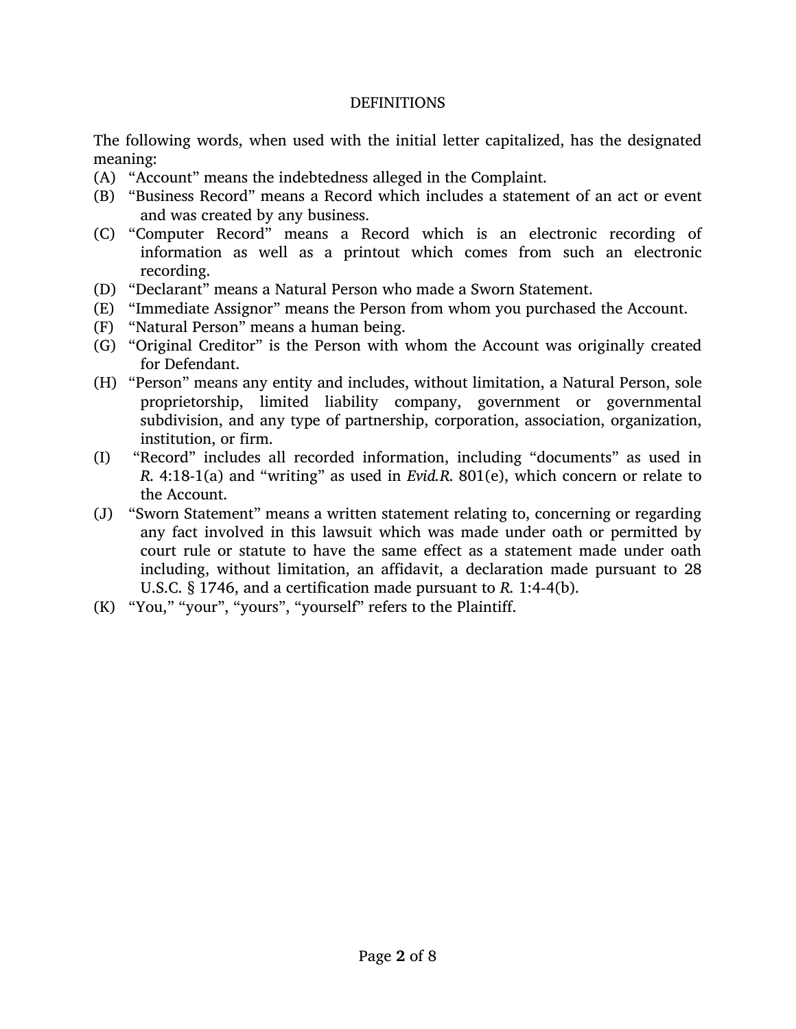## DEFINITIONS

The following words, when used with the initial letter capitalized, has the designated meaning:

(A) "Account" means the indebtedness alleged in the Complaint.

(B) "Business Record" means a Record which includes a statement of an act or event and was created by any business.

(C) "Computer Record" means a Record which is an electronic recording of information as well as a printout which comes from such an electronic recording.

(D) "Declarant" means a Natural Person who made a Sworn Statement.

(E) "Immediate Assignor" means the Person from whom you purchased the Account.

(F) "Natural Person" means a human being.

(G) "Original Creditor" is the Person with whom the Account was originally created for Defendant.

(H) "Person" means any entity and includes, without limitation, a Natural Person, sole proprietorship, limited liability company, government or governmental subdivision, and any type of partnership, corporation, association, organization, institution, or firm.

(I) "Record" includes all recorded information, including "documents" as used in *R.* 4:18-1(a) and "writing" as used in *Evid.R.* 801(e), which concern or relate to the Account.

(J) "Sworn Statement" means a written statement relating to, concerning or regarding any fact involved in this lawsuit which was made under oath or permitted by court rule or statute to have the same effect as a statement made under oath including, without limitation, an affidavit, a declaration made pursuant to 28 U.S.C. § 1746, and a certification made pursuant to *R.* 1:4-4(b).

(K) "You," "your", "yours", "yourself" refers to the Plaintiff.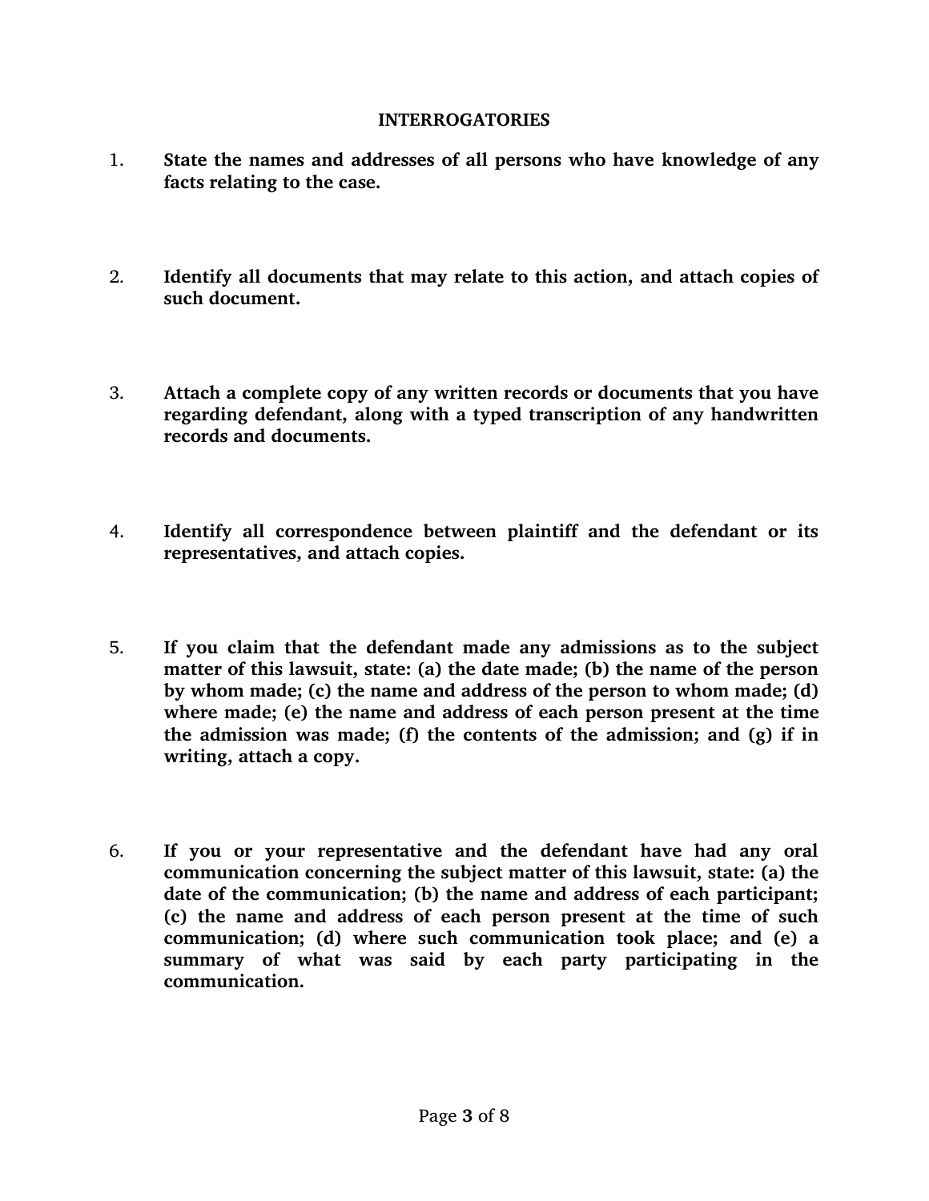## INTERROGATORIES

1. **State the names and addresses of all persons who have knowledge of any facts relating to the case.**

2. **Identify all documents that may relate to this action, and attach copies of such document.**

3. **Attach a complete copy of any written records or documents that you have regarding defendant, along with a typed transcription of any handwritten records and documents.**

4. **Identify all correspondence between plaintiff and the defendant or its representatives, and attach copies.**

5. **If you claim that the defendant made any admissions as to the subject matter of this lawsuit, state: (a) the date made; (b) the name of the person by whom made; (c) the name and address of the person to whom made; (d) where made; (e) the name and address of each person present at the time the admission was made; (f) the contents of the admission; and (g) if in writing, attach a copy.**

6. **If you or your representative and the defendant have had any oral communication concerning the subject matter of this lawsuit, state: (a) the date of the communication; (b) the name and address of each participant; (c) the name and address of each person present at the time of such communication; (d) where such communication took place; and (e) a summary of what was said by each party participating in the communication.**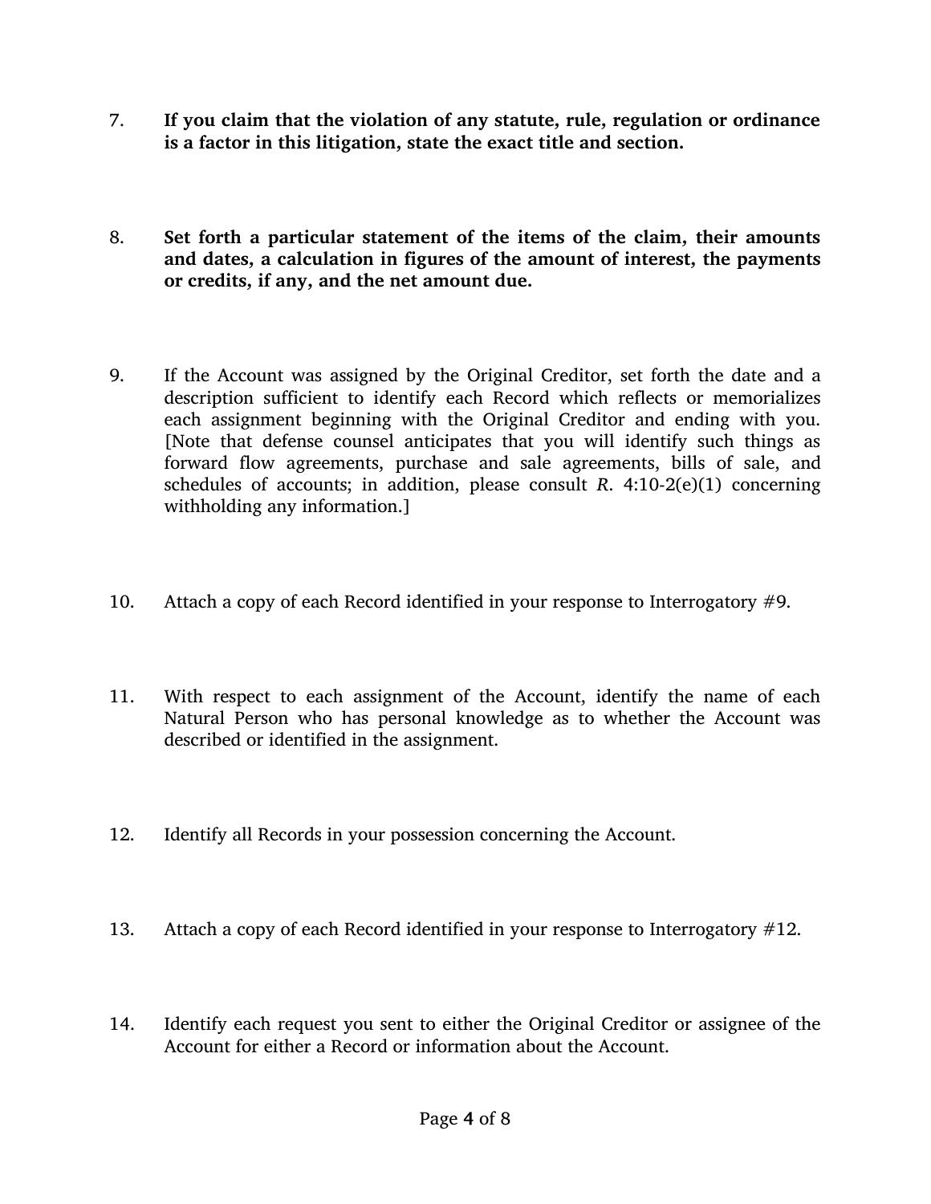7. **If you claim that the violation of any statute, rule, regulation or ordinance is a factor in this litigation, state the exact title and section.**

8. **Set forth a particular statement of the items of the claim, their amounts and dates, a calculation in figures of the amount of interest, the payments or credits, if any, and the net amount due.**

9. If the Account was assigned by the Original Creditor, set forth the date and a description sufficient to identify each Record which reflects or memorializes each assignment beginning with the Original Creditor and ending with you. [Note that defense counsel anticipates that you will identify such things as forward flow agreements, purchase and sale agreements, bills of sale, and schedules of accounts; in addition, please consult *R*. 4:10-2(e)(1) concerning withholding any information.]

10. Attach a copy of each Record identified in your response to Interrogatory #9.

11. With respect to each assignment of the Account, identify the name of each Natural Person who has personal knowledge as to whether the Account was described or identified in the assignment.

12. Identify all Records in your possession concerning the Account.

13. Attach a copy of each Record identified in your response to Interrogatory #12.

14. Identify each request you sent to either the Original Creditor or assignee of the Account for either a Record or information about the Account.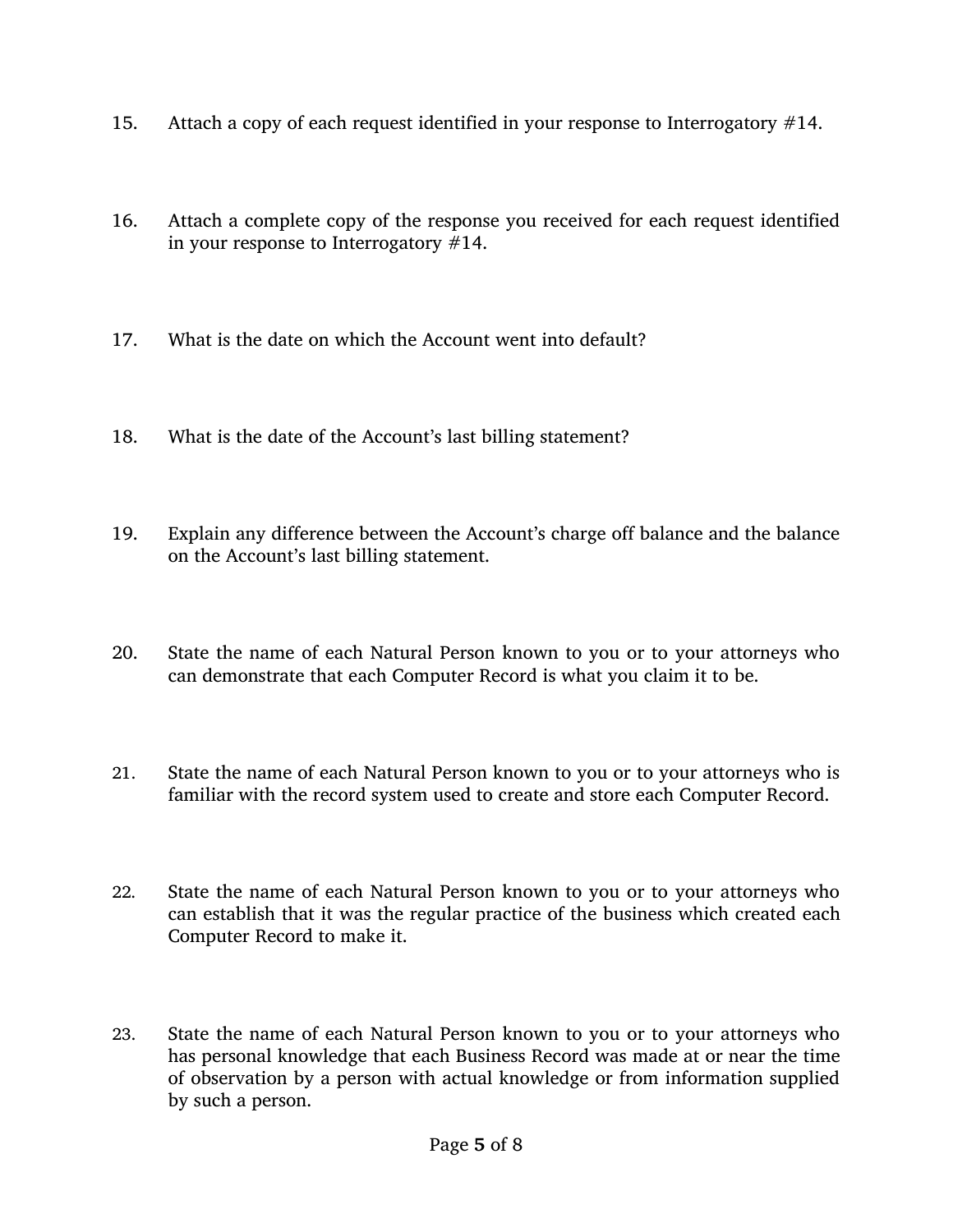15. Attach a copy of each request identified in your response to Interrogatory #14.

16. Attach a complete copy of the response you received for each request identified in your response to Interrogatory #14.

17. What is the date on which the Account went into default?

18. What is the date of the Account's last billing statement?

19. Explain any difference between the Account's charge off balance and the balance on the Account's last billing statement.

20. State the name of each Natural Person known to you or to your attorneys who can demonstrate that each Computer Record is what you claim it to be.

21. State the name of each Natural Person known to you or to your attorneys who is familiar with the record system used to create and store each Computer Record.

22. State the name of each Natural Person known to you or to your attorneys who can establish that it was the regular practice of the business which created each Computer Record to make it.

23. State the name of each Natural Person known to you or to your attorneys who has personal knowledge that each Business Record was made at or near the time of observation by a person with actual knowledge or from information supplied by such a person.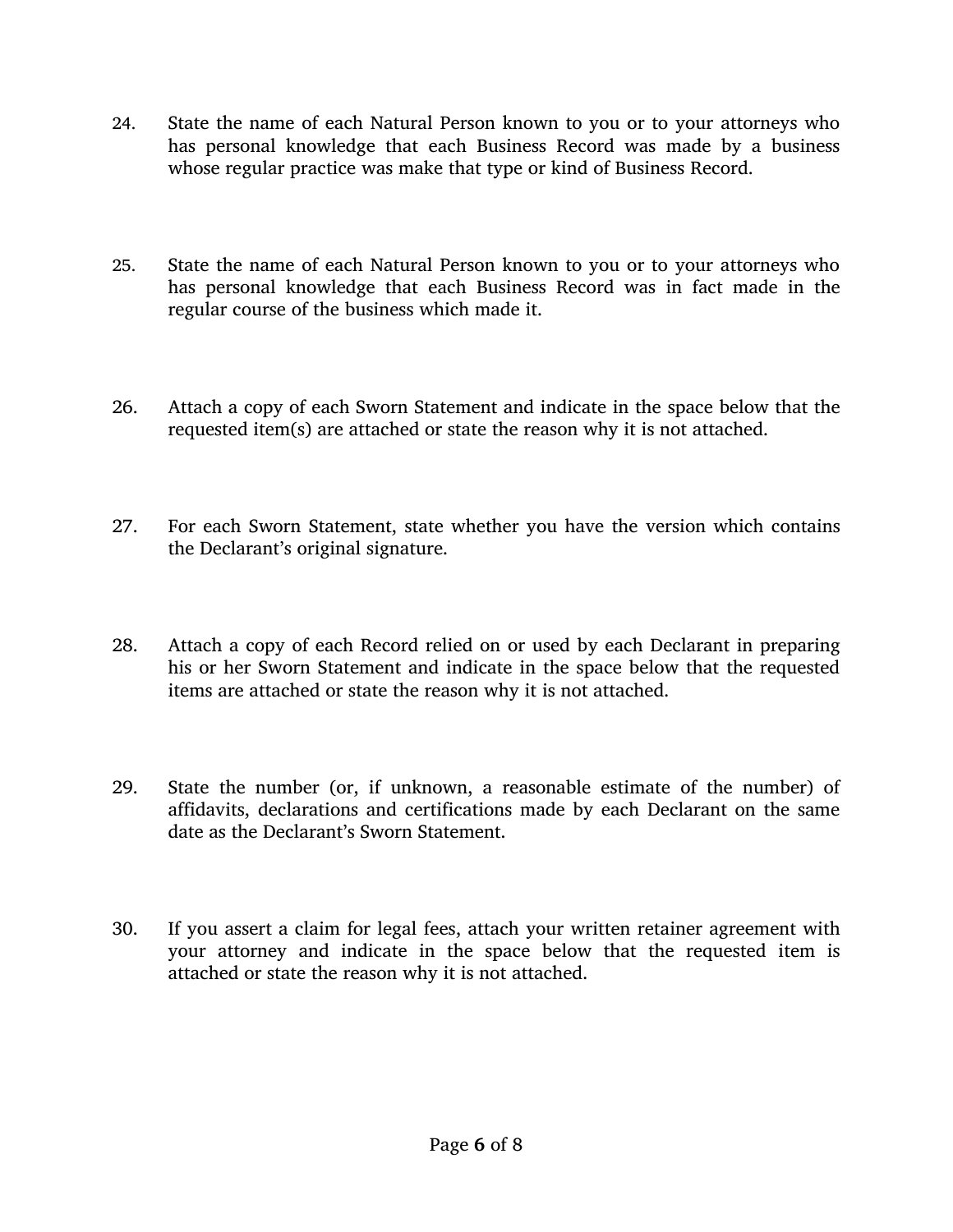24. State the name of each Natural Person known to you or to your attorneys who has personal knowledge that each Business Record was made by a business whose regular practice was make that type or kind of Business Record.

25. State the name of each Natural Person known to you or to your attorneys who has personal knowledge that each Business Record was in fact made in the regular course of the business which made it.

26. Attach a copy of each Sworn Statement and indicate in the space below that the requested item(s) are attached or state the reason why it is not attached.

27. For each Sworn Statement, state whether you have the version which contains the Declarant's original signature.

28. Attach a copy of each Record relied on or used by each Declarant in preparing his or her Sworn Statement and indicate in the space below that the requested items are attached or state the reason why it is not attached.

29. State the number (or, if unknown, a reasonable estimate of the number) of affidavits, declarations and certifications made by each Declarant on the same date as the Declarant's Sworn Statement.

30. If you assert a claim for legal fees, attach your written retainer agreement with your attorney and indicate in the space below that the requested item is attached or state the reason why it is not attached.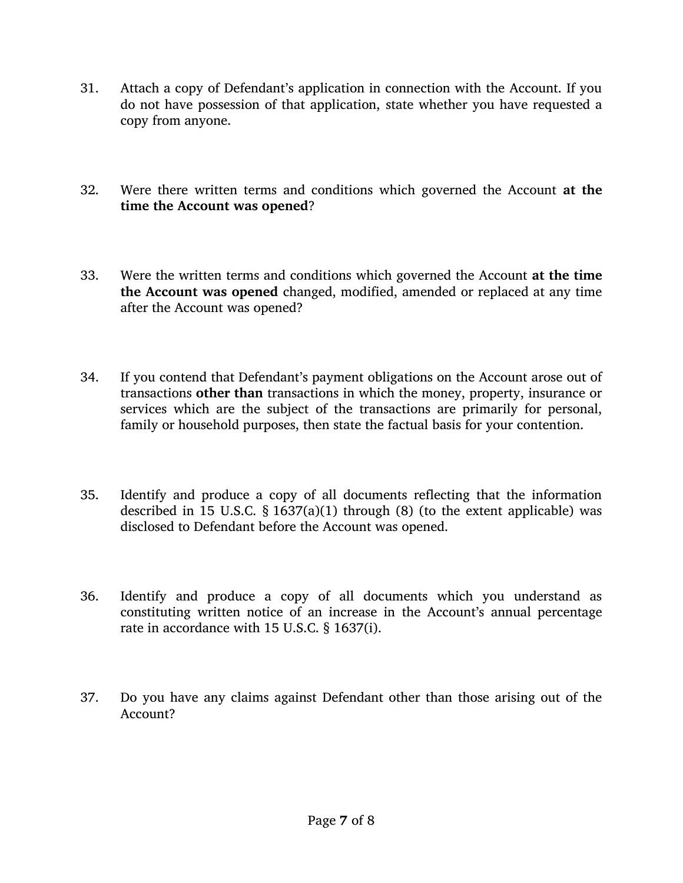31. Attach a copy of Defendant's application in connection with the Account. If you do not have possession of that application, state whether you have requested a copy from anyone.

32. Were there written terms and conditions which governed the Account **at the time the Account was opened**?

33. Were the written terms and conditions which governed the Account **at the time the Account was opened** changed, modified, amended or replaced at any time after the Account was opened?

34. If you contend that Defendant's payment obligations on the Account arose out of transactions **other than** transactions in which the money, property, insurance or services which are the subject of the transactions are primarily for personal, family or household purposes, then state the factual basis for your contention.

35. Identify and produce a copy of all documents reflecting that the information described in 15 U.S.C. § 1637(a)(1) through (8) (to the extent applicable) was disclosed to Defendant before the Account was opened.

36. Identify and produce a copy of all documents which you understand as constituting written notice of an increase in the Account's annual percentage rate in accordance with 15 U.S.C. § 1637(i).

37. Do you have any claims against Defendant other than those arising out of the Account?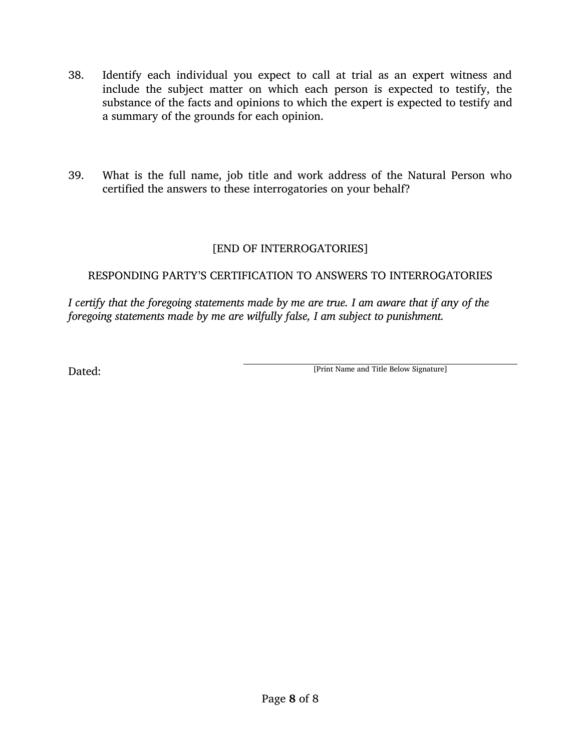38. Identify each individual you expect to call at trial as an expert witness and include the subject matter on which each person is expected to testify, the substance of the facts and opinions to which the expert is expected to testify and a summary of the grounds for each opinion.

39. What is the full name, job title and work address of the Natural Person who certified the answers to these interrogatories on your behalf?

[END OF INTERROGATORIES]

RESPONDING PARTY'S CERTIFICATION TO ANSWERS TO INTERROGATORIES

*I certify that the foregoing statements made by me are true. I am aware that if any of the foregoing statements made by me are wilfully false, I am subject to punishment.*

Dated: \_\_\_\_\_\_\_\_\_\_\_\_\_\_\_\_\_\_\_\_\_\_\_\_\_\_\_\_\_\_\_\_\_\_\_\_\_\_\_\_

[Print Name and Title Below Signature]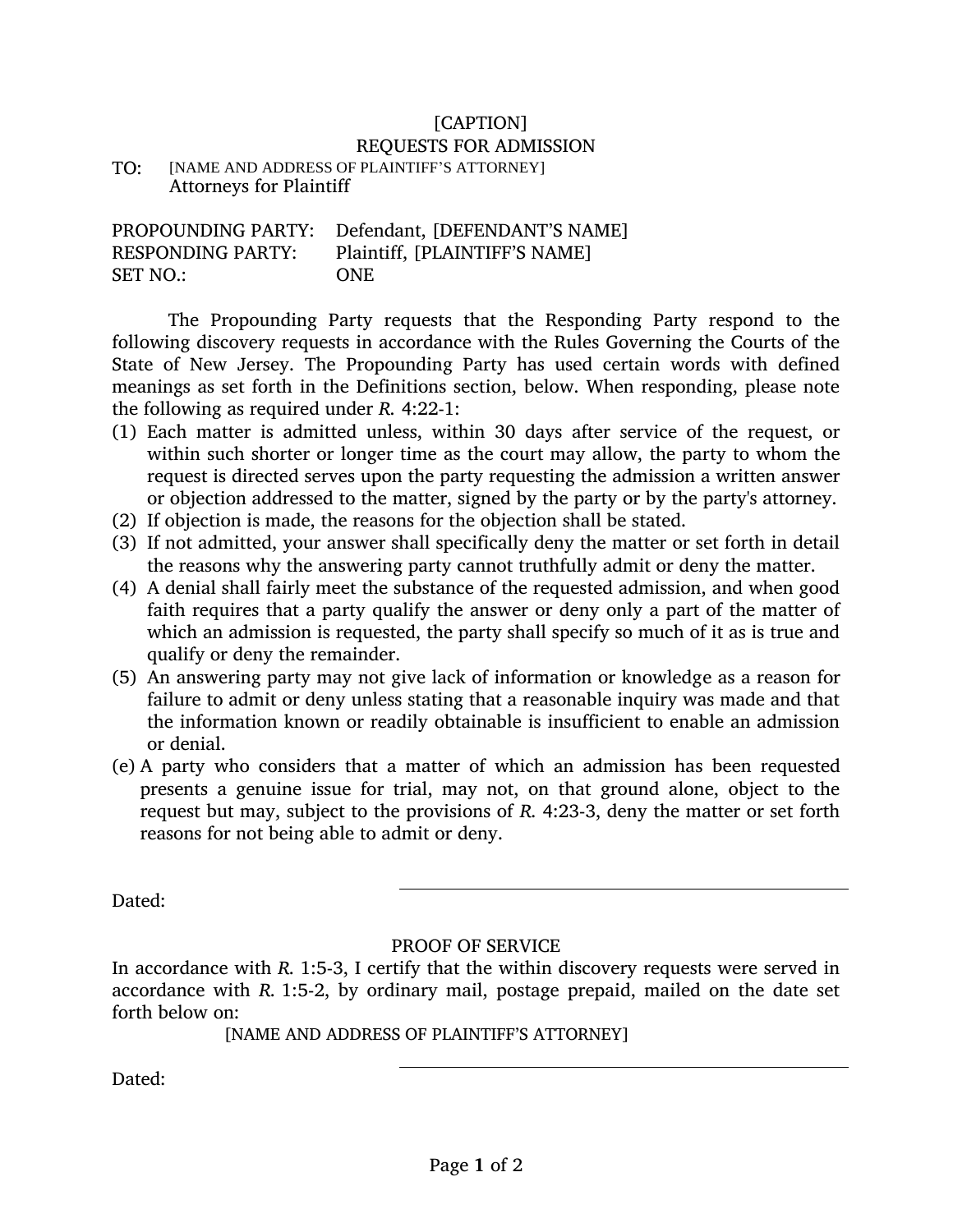[CAPTION]

REQUESTS FOR ADMISSION

TO: [NAME AND ADDRESS OF PLAINTIFF'S ATTORNEY]
Attorneys for Plaintiff

PROPOUNDING PARTY: Defendant, [DEFENDANT'S NAME]
RESPONDING PARTY: Plaintiff, [PLAINTIFF'S NAME]
SET NO.: ONE

The Propounding Party requests that the Responding Party respond to the following discovery requests in accordance with the Rules Governing the Courts of the State of New Jersey. The Propounding Party has used certain words with defined meanings as set forth in the Definitions section, below. When responding, please note the following as required under *R.* 4:22-1:

(1) Each matter is admitted unless, within 30 days after service of the request, or within such shorter or longer time as the court may allow, the party to whom the request is directed serves upon the party requesting the admission a written answer or objection addressed to the matter, signed by the party or by the party's attorney.
(2) If objection is made, the reasons for the objection shall be stated.
(3) If not admitted, your answer shall specifically deny the matter or set forth in detail the reasons why the answering party cannot truthfully admit or deny the matter.
(4) A denial shall fairly meet the substance of the requested admission, and when good faith requires that a party qualify the answer or deny only a part of the matter of which an admission is requested, the party shall specify so much of it as is true and qualify or deny the remainder.
(5) An answering party may not give lack of information or knowledge as a reason for failure to admit or deny unless stating that a reasonable inquiry was made and that the information known or readily obtainable is insufficient to enable an admission or denial.
(e) A party who considers that a matter of which an admission has been requested presents a genuine issue for trial, may not, on that ground alone, object to the request but may, subject to the provisions of *R.* 4:23-3, deny the matter or set forth reasons for not being able to admit or deny.

Dated: \_\_\_\_\_\_\_\_\_\_\_\_\_\_\_\_\_\_\_\_\_\_\_\_\_\_\_\_\_\_

PROOF OF SERVICE

In accordance with *R.* 1:5-3, I certify that the within discovery requests were served in accordance with *R.* 1:5-2, by ordinary mail, postage prepaid, mailed on the date set forth below on:

[NAME AND ADDRESS OF PLAINTIFF'S ATTORNEY]

Dated: \_\_\_\_\_\_\_\_\_\_\_\_\_\_\_\_\_\_\_\_\_\_\_\_\_\_\_\_\_\_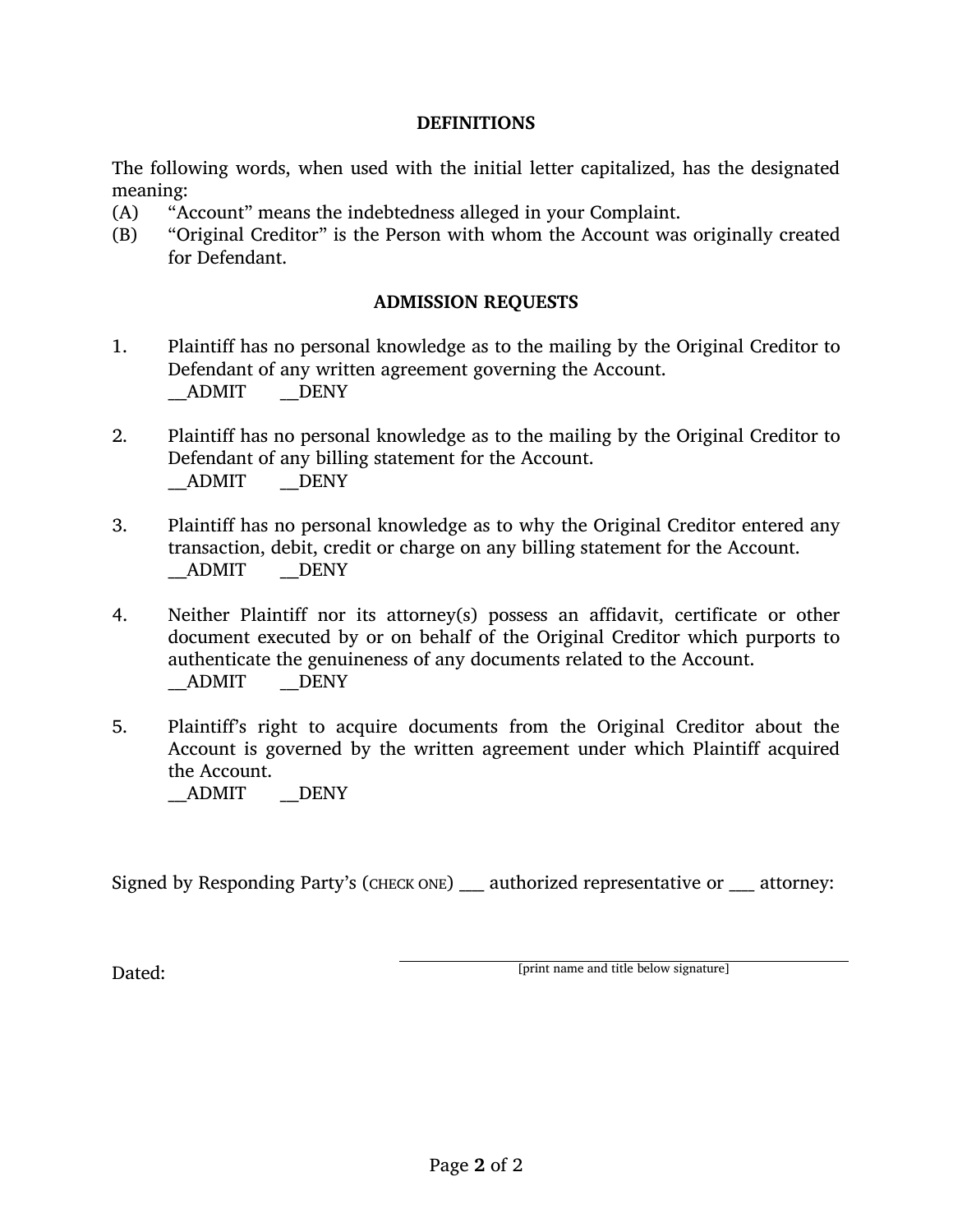## DEFINITIONS

The following words, when used with the initial letter capitalized, has the designated meaning:

(A) "Account" means the indebtedness alleged in your Complaint.

(B) "Original Creditor" is the Person with whom the Account was originally created for Defendant.

## ADMISSION REQUESTS

1. Plaintiff has no personal knowledge as to the mailing by the Original Creditor to Defendant of any written agreement governing the Account.
   __ADMIT __DENY

2. Plaintiff has no personal knowledge as to the mailing by the Original Creditor to Defendant of any billing statement for the Account.
   __ADMIT __DENY

3. Plaintiff has no personal knowledge as to why the Original Creditor entered any transaction, debit, credit or charge on any billing statement for the Account.
   __ADMIT __DENY

4. Neither Plaintiff nor its attorney(s) possess an affidavit, certificate or other document executed by or on behalf of the Original Creditor which purports to authenticate the genuineness of any documents related to the Account.
   __ADMIT __DENY

5. Plaintiff's right to acquire documents from the Original Creditor about the Account is governed by the written agreement under which Plaintiff acquired the Account.
   __ADMIT __DENY

Signed by Responding Party's (CHECK ONE) ___ authorized representative or ___ attorney:

Dated: ______________________________
[print name and title below signature]